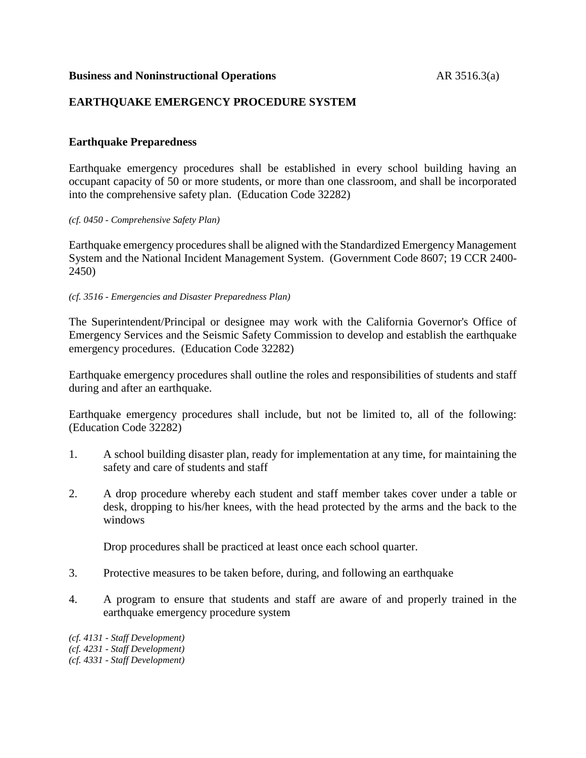**Business and Noninstructional Operations** AR 3516.3(a)

## EARTHQUAKE EMERGENCY PROCEDURE SYSTEM

### Earthquake Preparedness

Earthquake emergency procedures shall be established in every school building having an occupant capacity of 50 or more students, or more than one classroom, and shall be incorporated into the comprehensive safety plan. (Education Code 32282)

*(cf. 0450 - Comprehensive Safety Plan)*

Earthquake emergency procedures shall be aligned with the Standardized Emergency Management System and the National Incident Management System. (Government Code 8607; 19 CCR 2400-2450)

*(cf. 3516 - Emergencies and Disaster Preparedness Plan)*

The Superintendent/Principal or designee may work with the California Governor's Office of Emergency Services and the Seismic Safety Commission to develop and establish the earthquake emergency procedures. (Education Code 32282)

Earthquake emergency procedures shall outline the roles and responsibilities of students and staff during and after an earthquake.

Earthquake emergency procedures shall include, but not be limited to, all of the following: (Education Code 32282)

1. A school building disaster plan, ready for implementation at any time, for maintaining the safety and care of students and staff

2. A drop procedure whereby each student and staff member takes cover under a table or desk, dropping to his/her knees, with the head protected by the arms and the back to the windows

   Drop procedures shall be practiced at least once each school quarter.

3. Protective measures to be taken before, during, and following an earthquake

4. A program to ensure that students and staff are aware of and properly trained in the earthquake emergency procedure system

*(cf. 4131 - Staff Development)*
*(cf. 4231 - Staff Development)*
*(cf. 4331 - Staff Development)*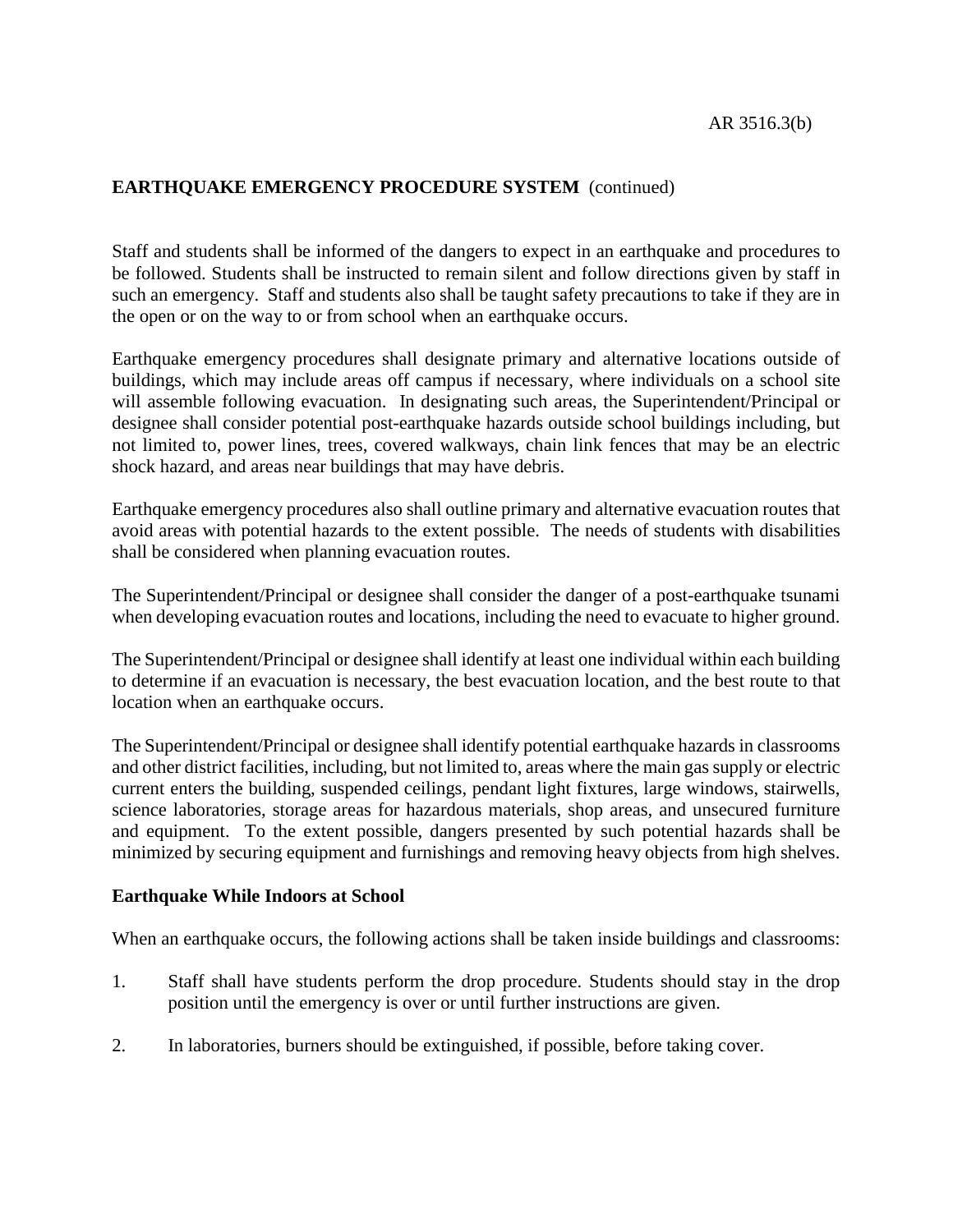## EARTHQUAKE EMERGENCY PROCEDURE SYSTEM (continued)

Staff and students shall be informed of the dangers to expect in an earthquake and procedures to be followed. Students shall be instructed to remain silent and follow directions given by staff in such an emergency. Staff and students also shall be taught safety precautions to take if they are in the open or on the way to or from school when an earthquake occurs.

Earthquake emergency procedures shall designate primary and alternative locations outside of buildings, which may include areas off campus if necessary, where individuals on a school site will assemble following evacuation. In designating such areas, the Superintendent/Principal or designee shall consider potential post-earthquake hazards outside school buildings including, but not limited to, power lines, trees, covered walkways, chain link fences that may be an electric shock hazard, and areas near buildings that may have debris.

Earthquake emergency procedures also shall outline primary and alternative evacuation routes that avoid areas with potential hazards to the extent possible. The needs of students with disabilities shall be considered when planning evacuation routes.

The Superintendent/Principal or designee shall consider the danger of a post-earthquake tsunami when developing evacuation routes and locations, including the need to evacuate to higher ground.

The Superintendent/Principal or designee shall identify at least one individual within each building to determine if an evacuation is necessary, the best evacuation location, and the best route to that location when an earthquake occurs.

The Superintendent/Principal or designee shall identify potential earthquake hazards in classrooms and other district facilities, including, but not limited to, areas where the main gas supply or electric current enters the building, suspended ceilings, pendant light fixtures, large windows, stairwells, science laboratories, storage areas for hazardous materials, shop areas, and unsecured furniture and equipment. To the extent possible, dangers presented by such potential hazards shall be minimized by securing equipment and furnishings and removing heavy objects from high shelves.

### Earthquake While Indoors at School

When an earthquake occurs, the following actions shall be taken inside buildings and classrooms:

1. Staff shall have students perform the drop procedure. Students should stay in the drop position until the emergency is over or until further instructions are given.

2. In laboratories, burners should be extinguished, if possible, before taking cover.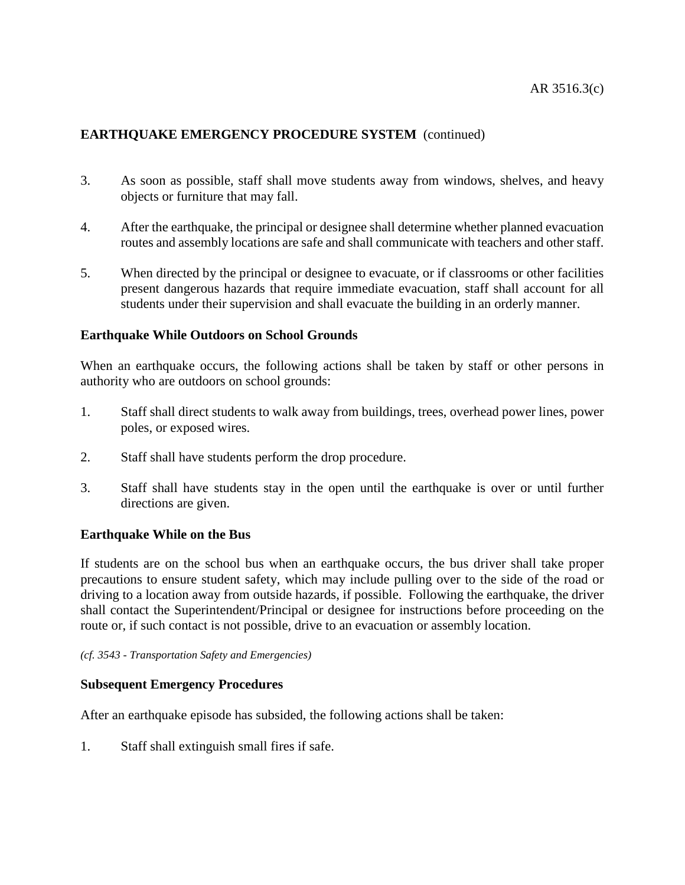**EARTHQUAKE EMERGENCY PROCEDURE SYSTEM** (continued)

3. As soon as possible, staff shall move students away from windows, shelves, and heavy objects or furniture that may fall.

4. After the earthquake, the principal or designee shall determine whether planned evacuation routes and assembly locations are safe and shall communicate with teachers and other staff.

5. When directed by the principal or designee to evacuate, or if classrooms or other facilities present dangerous hazards that require immediate evacuation, staff shall account for all students under their supervision and shall evacuate the building in an orderly manner.

**Earthquake While Outdoors on School Grounds**

When an earthquake occurs, the following actions shall be taken by staff or other persons in authority who are outdoors on school grounds:

1. Staff shall direct students to walk away from buildings, trees, overhead power lines, power poles, or exposed wires.

2. Staff shall have students perform the drop procedure.

3. Staff shall have students stay in the open until the earthquake is over or until further directions are given.

**Earthquake While on the Bus**

If students are on the school bus when an earthquake occurs, the bus driver shall take proper precautions to ensure student safety, which may include pulling over to the side of the road or driving to a location away from outside hazards, if possible. Following the earthquake, the driver shall contact the Superintendent/Principal or designee for instructions before proceeding on the route or, if such contact is not possible, drive to an evacuation or assembly location.

*(cf. 3543 - Transportation Safety and Emergencies)*

**Subsequent Emergency Procedures**

After an earthquake episode has subsided, the following actions shall be taken:

1. Staff shall extinguish small fires if safe.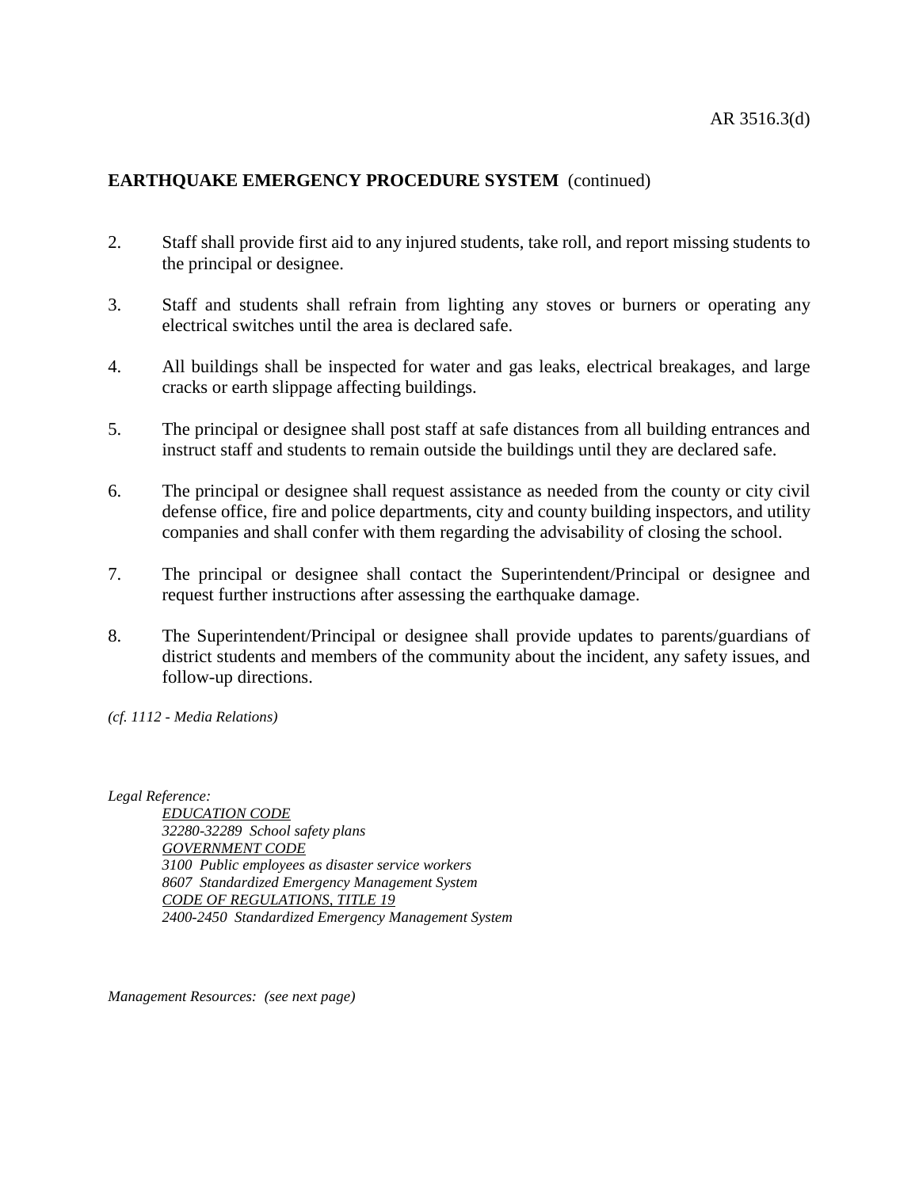**EARTHQUAKE EMERGENCY PROCEDURE SYSTEM** (continued)

2. Staff shall provide first aid to any injured students, take roll, and report missing students to the principal or designee.

3. Staff and students shall refrain from lighting any stoves or burners or operating any electrical switches until the area is declared safe.

4. All buildings shall be inspected for water and gas leaks, electrical breakages, and large cracks or earth slippage affecting buildings.

5. The principal or designee shall post staff at safe distances from all building entrances and instruct staff and students to remain outside the buildings until they are declared safe.

6. The principal or designee shall request assistance as needed from the county or city civil defense office, fire and police departments, city and county building inspectors, and utility companies and shall confer with them regarding the advisability of closing the school.

7. The principal or designee shall contact the Superintendent/Principal or designee and request further instructions after assessing the earthquake damage.

8. The Superintendent/Principal or designee shall provide updates to parents/guardians of district students and members of the community about the incident, any safety issues, and follow-up directions.

*(cf. 1112 - Media Relations)*

*Legal Reference:*

*EDUCATION CODE*
*32280-32289 School safety plans*
*GOVERNMENT CODE*
*3100 Public employees as disaster service workers*
*8607 Standardized Emergency Management System*
*CODE OF REGULATIONS, TITLE 19*
*2400-2450 Standardized Emergency Management System*

*Management Resources: (see next page)*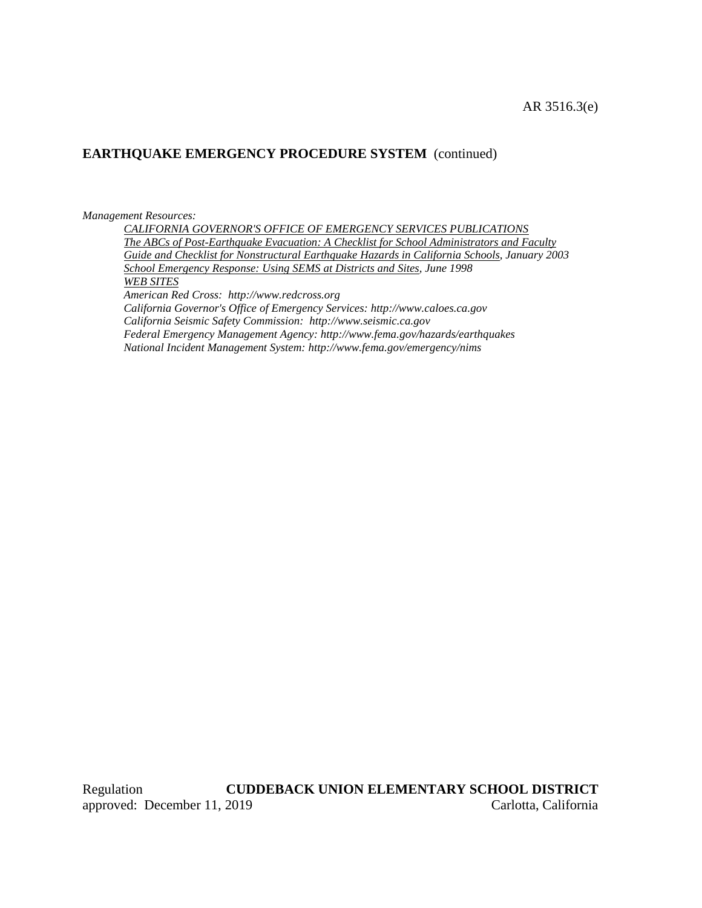## EARTHQUAKE EMERGENCY PROCEDURE SYSTEM (continued)

*Management Resources:*

*CALIFORNIA GOVERNOR'S OFFICE OF EMERGENCY SERVICES PUBLICATIONS*
*The ABCs of Post-Earthquake Evacuation: A Checklist for School Administrators and Faculty*
*Guide and Checklist for Nonstructural Earthquake Hazards in California Schools, January 2003*
*School Emergency Response: Using SEMS at Districts and Sites, June 1998*
*WEB SITES*
*American Red Cross: http://www.redcross.org*
*California Governor's Office of Emergency Services: http://www.caloes.ca.gov*
*California Seismic Safety Commission: http://www.seismic.ca.gov*
*Federal Emergency Management Agency: http://www.fema.gov/hazards/earthquakes*
*National Incident Management System: http://www.fema.gov/emergency/nims*

Regulation approved: December 11, 2019

**CUDDEBACK UNION ELEMENTARY SCHOOL DISTRICT**
Carlotta, California